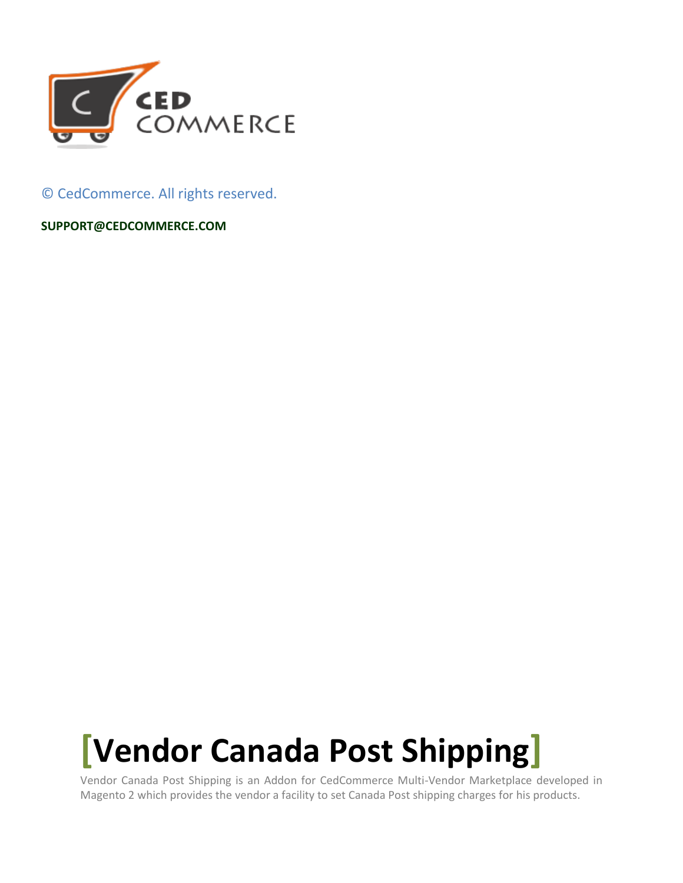© CedCommerce. All rights reserved.

**SUPPORT@CEDCOMMERCE.COM**

# [Vendor Canada Post Shipping]

Vendor Canada Post Shipping is an Addon for CedCommerce Multi-Vendor Marketplace developed in Magento 2 which provides the vendor a facility to set Canada Post shipping charges for his products.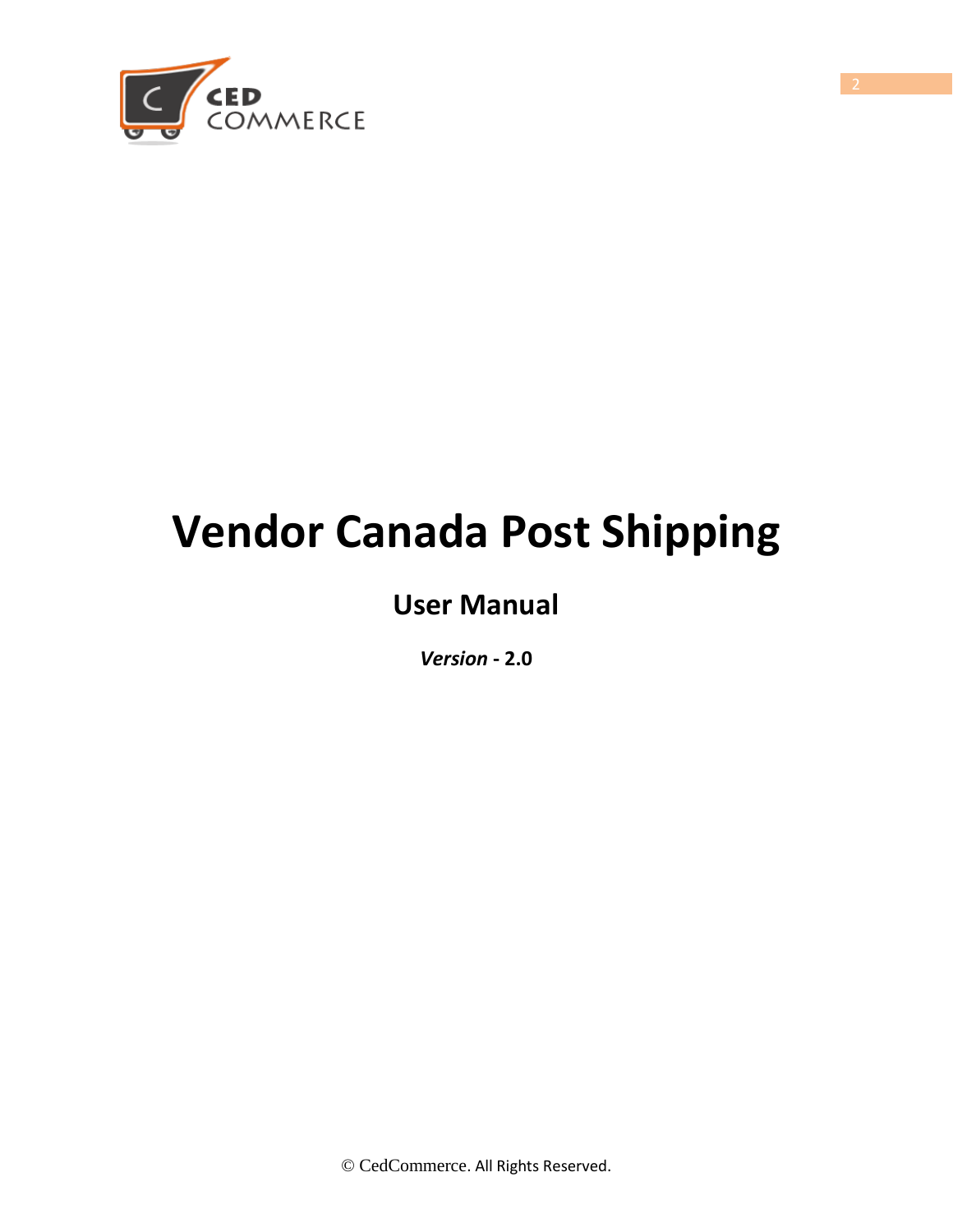# Vendor Canada Post Shipping

## User Manual

***Version* - 2.0**

© CedCommerce. All Rights Reserved.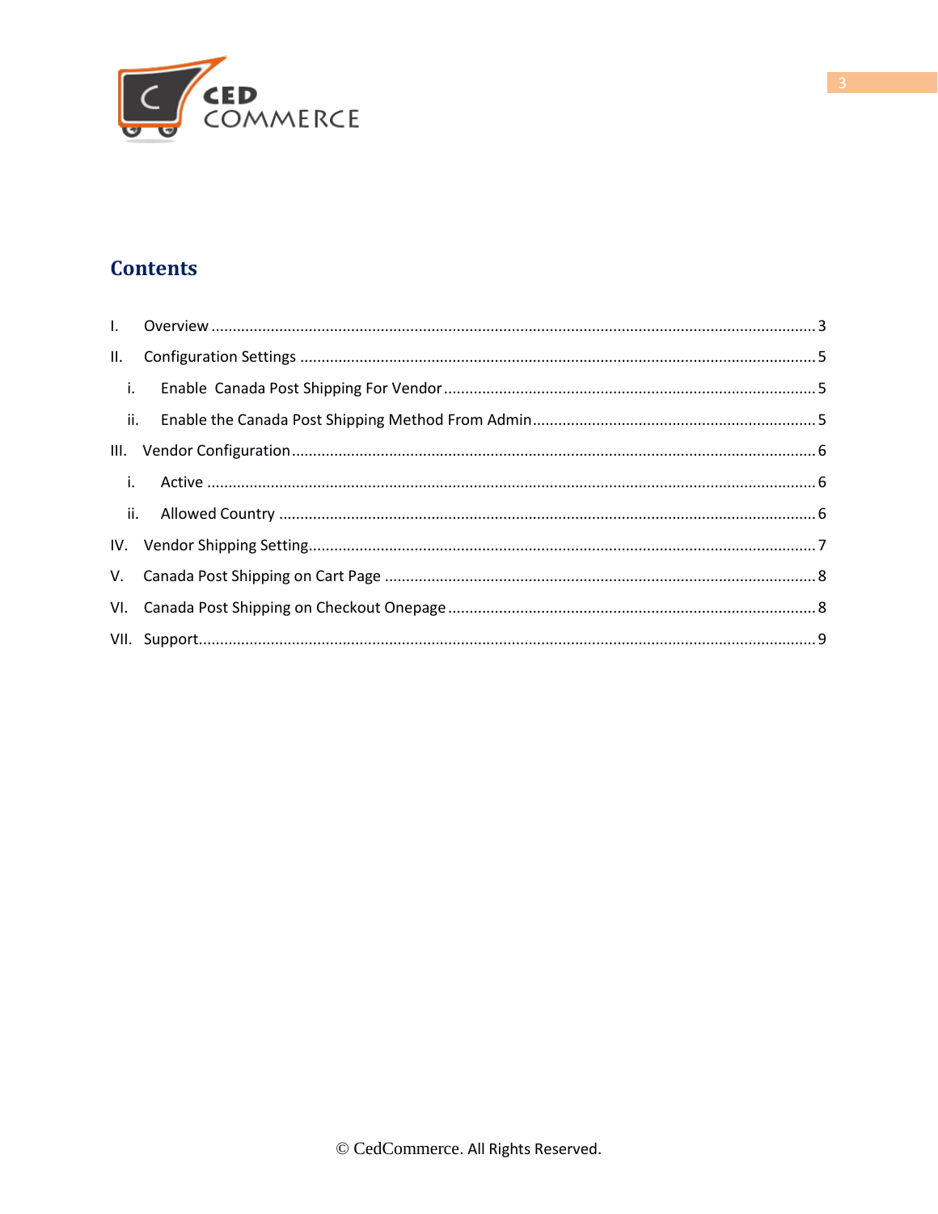# Contents

I. Overview ........................................................................................................................................ 3

II. Configuration Settings ..................................................................................................................... 5

  i. Enable Canada Post Shipping For Vendor ..................................................................................... 5

  ii. Enable the Canada Post Shipping Method From Admin ................................................................. 5

III. Vendor Configuration ...................................................................................................................... 6

  i. Active ............................................................................................................................................. 6

  ii. Allowed Country ............................................................................................................................ 6

IV. Vendor Shipping Setting.................................................................................................................... 7

V. Canada Post Shipping on Cart Page .................................................................................................... 8

VI. Canada Post Shipping on Checkout Onepage ..................................................................................... 8

VII. Support............................................................................................................................................ 9

© CedCommerce. All Rights Reserved.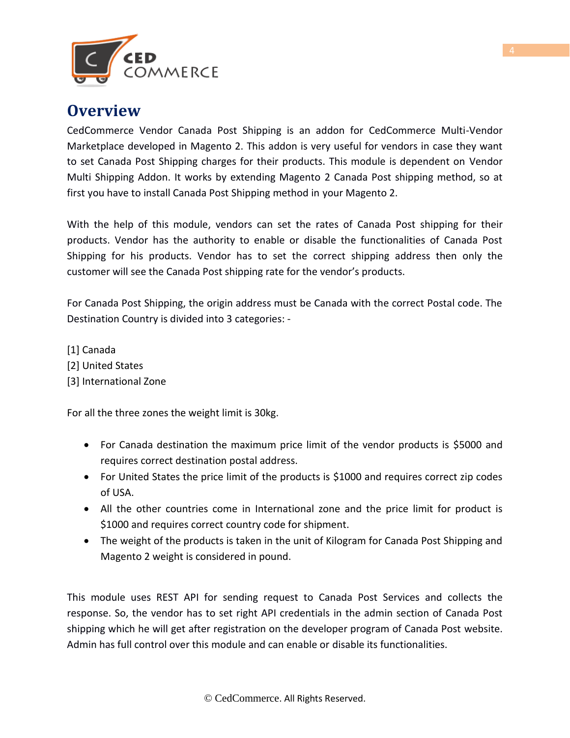# Overview

CedCommerce Vendor Canada Post Shipping is an addon for CedCommerce Multi-Vendor Marketplace developed in Magento 2. This addon is very useful for vendors in case they want to set Canada Post Shipping charges for their products. This module is dependent on Vendor Multi Shipping Addon. It works by extending Magento 2 Canada Post shipping method, so at first you have to install Canada Post Shipping method in your Magento 2.

With the help of this module, vendors can set the rates of Canada Post shipping for their products. Vendor has the authority to enable or disable the functionalities of Canada Post Shipping for his products. Vendor has to set the correct shipping address then only the customer will see the Canada Post shipping rate for the vendor's products.

For Canada Post Shipping, the origin address must be Canada with the correct Postal code. The Destination Country is divided into 3 categories: -

[1] Canada
[2] United States
[3] International Zone

For all the three zones the weight limit is 30kg.

- For Canada destination the maximum price limit of the vendor products is $5000 and requires correct destination postal address.
- For United States the price limit of the products is $1000 and requires correct zip codes of USA.
- All the other countries come in International zone and the price limit for product is $1000 and requires correct country code for shipment.
- The weight of the products is taken in the unit of Kilogram for Canada Post Shipping and Magento 2 weight is considered in pound.

This module uses REST API for sending request to Canada Post Services and collects the response. So, the vendor has to set right API credentials in the admin section of Canada Post shipping which he will get after registration on the developer program of Canada Post website. Admin has full control over this module and can enable or disable its functionalities.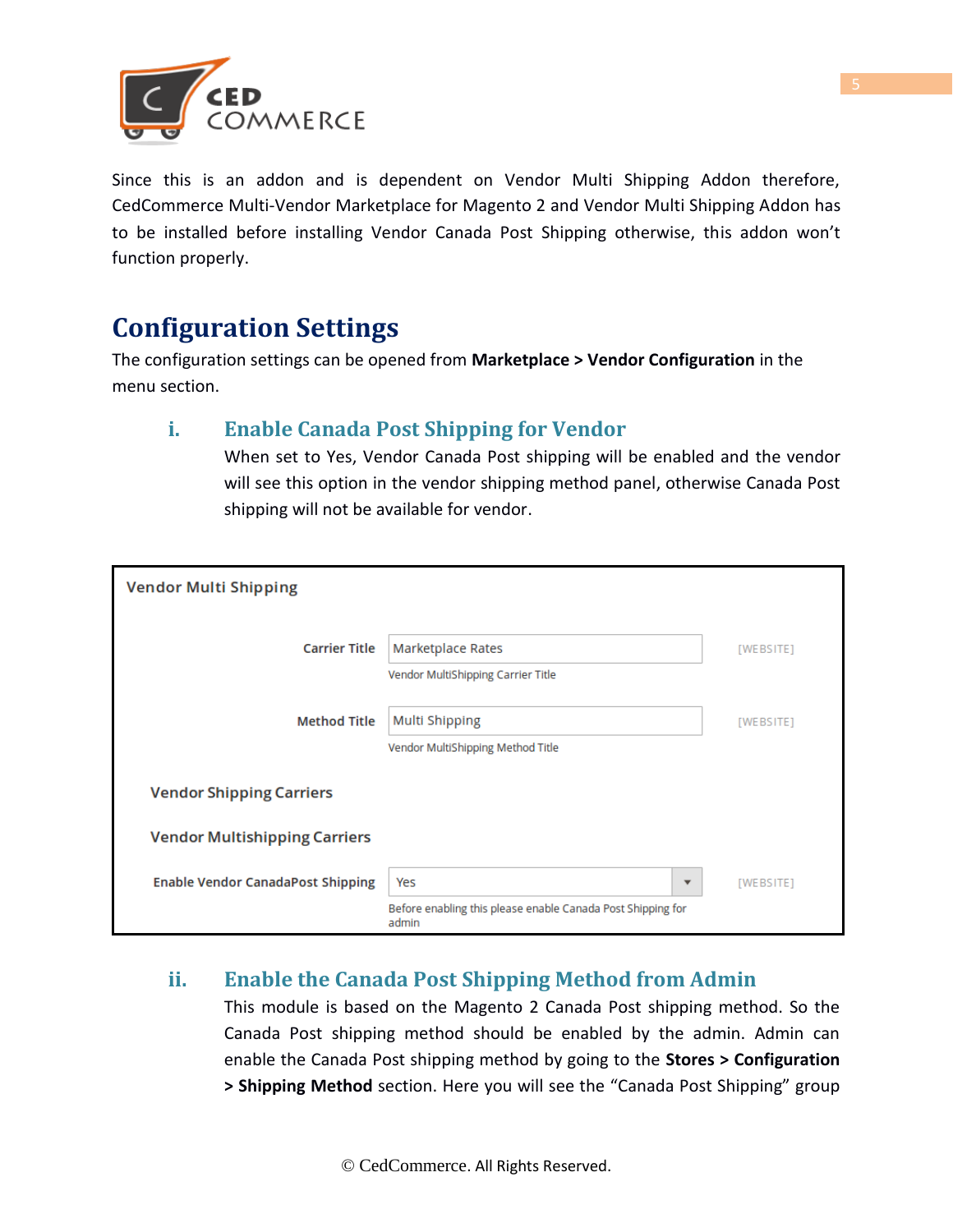Since this is an addon and is dependent on Vendor Multi Shipping Addon therefore, CedCommerce Multi-Vendor Marketplace for Magento 2 and Vendor Multi Shipping Addon has to be installed before installing Vendor Canada Post Shipping otherwise, this addon won't function properly.

## Configuration Settings

The configuration settings can be opened from **Marketplace > Vendor Configuration** in the menu section.

### i. Enable Canada Post Shipping for Vendor

When set to Yes, Vendor Canada Post shipping will be enabled and the vendor will see this option in the vendor shipping method panel, otherwise Canada Post shipping will not be available for vendor.

Vendor Multi Shipping

Carrier Title: Marketplace Rates [WEBSITE]
Vendor MultiShipping Carrier Title

Method Title: Multi Shipping [WEBSITE]
Vendor MultiShipping Method Title

Vendor Shipping Carriers

Vendor Multishipping Carriers

Enable Vendor CanadaPost Shipping: Yes [WEBSITE]
Before enabling this please enable Canada Post Shipping for admin

### ii. Enable the Canada Post Shipping Method from Admin

This module is based on the Magento 2 Canada Post shipping method. So the Canada Post shipping method should be enabled by the admin. Admin can enable the Canada Post shipping method by going to the **Stores > Configuration > Shipping Method** section. Here you will see the "Canada Post Shipping" group

© CedCommerce. All Rights Reserved.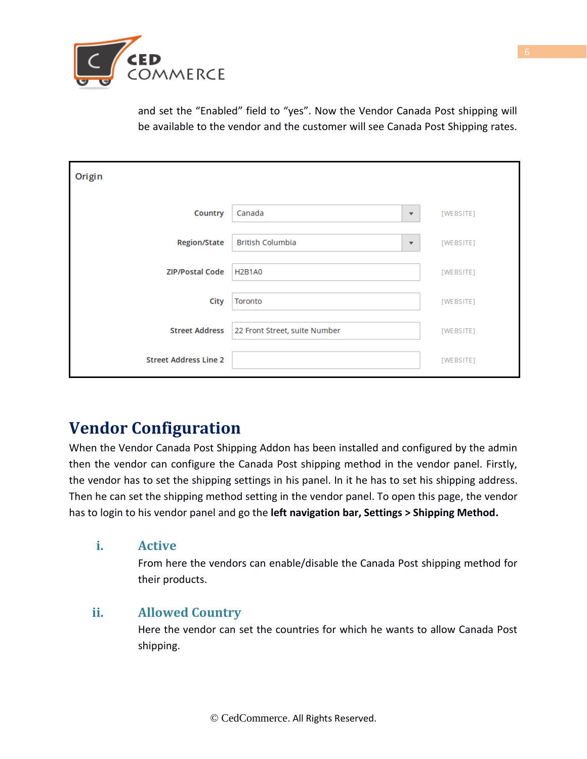and set the “Enabled” field to “yes”. Now the Vendor Canada Post shipping will be available to the vendor and the customer will see Canada Post Shipping rates.

| Origin | | |
|---|---|---|
| Country | Canada | [WEBSITE] |
| Region/State | British Columbia | [WEBSITE] |
| ZIP/Postal Code | H2B1A0 | [WEBSITE] |
| City | Toronto | [WEBSITE] |
| Street Address | 22 Front Street, suite Number | [WEBSITE] |
| Street Address Line 2 | | [WEBSITE] |

# Vendor Configuration

When the Vendor Canada Post Shipping Addon has been installed and configured by the admin then the vendor can configure the Canada Post shipping method in the vendor panel. Firstly, the vendor has to set the shipping settings in his panel. In it he has to set his shipping address. Then he can set the shipping method setting in the vendor panel. To open this page, the vendor has to login to his vendor panel and go the **left navigation bar, Settings > Shipping Method.**

## i. Active

From here the vendors can enable/disable the Canada Post shipping method for their products.

## ii. Allowed Country

Here the vendor can set the countries for which he wants to allow Canada Post shipping.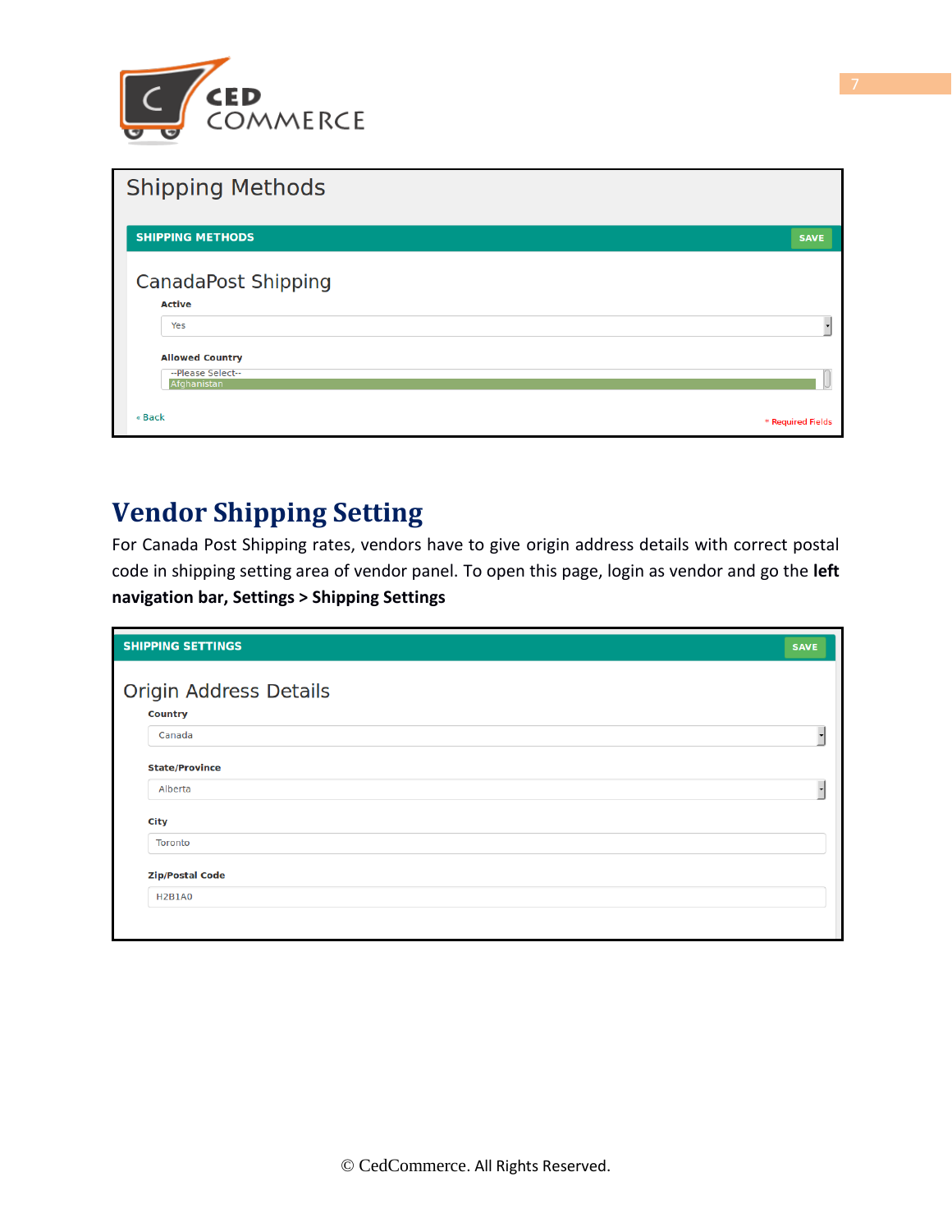## Shipping Methods

**SHIPPING METHODS** SAVE

### CanadaPost Shipping

**Active**

Yes

**Allowed Country**

--Please Select--
Afghanistan

« Back

\* Required Fields

# Vendor Shipping Setting

For Canada Post Shipping rates, vendors have to give origin address details with correct postal code in shipping setting area of vendor panel. To open this page, login as vendor and go the **left navigation bar, Settings > Shipping Settings**

**SHIPPING SETTINGS** SAVE

### Origin Address Details

**Country**

Canada

**State/Province**

Alberta

**City**

Toronto

**Zip/Postal Code**

H2B1A0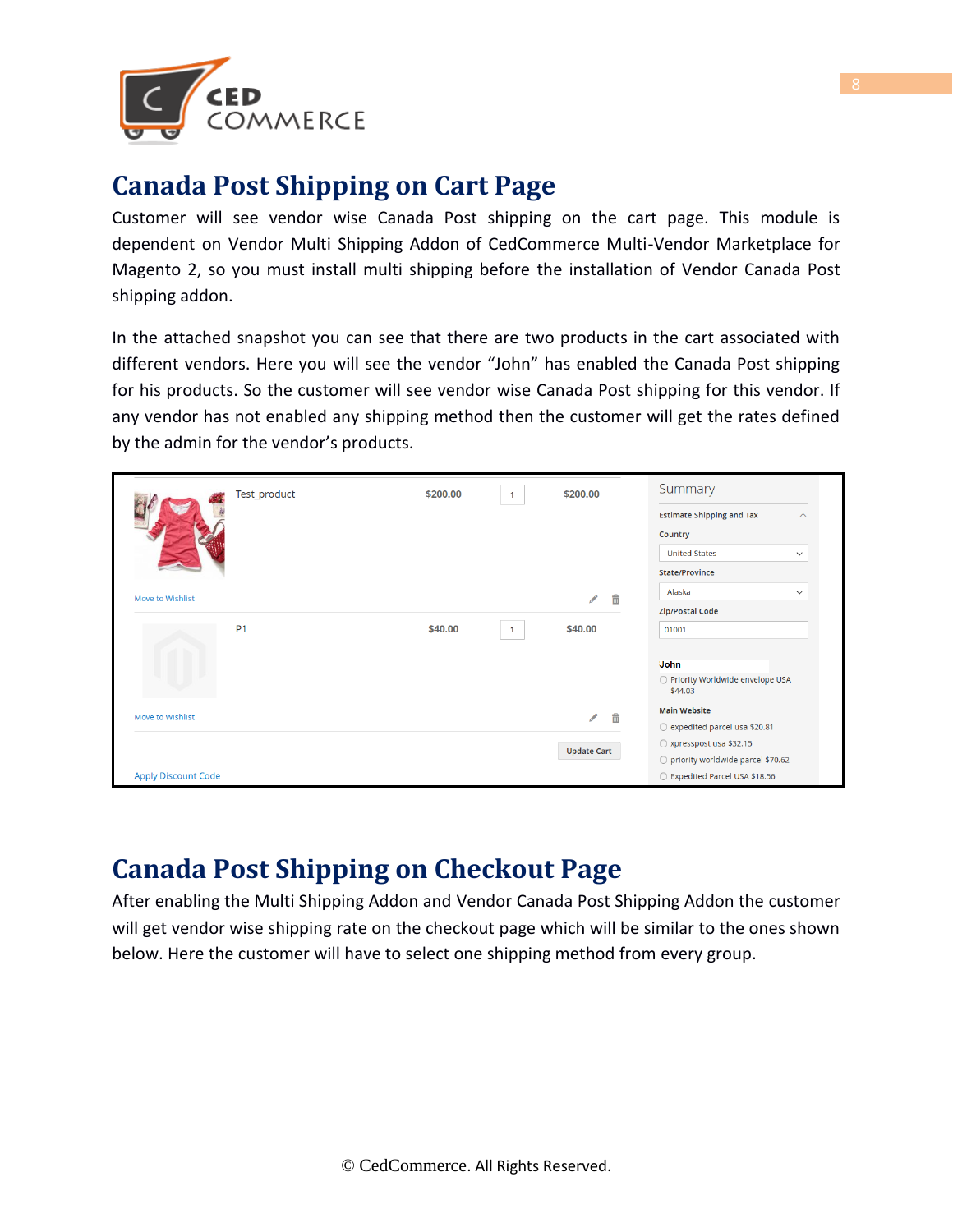## Canada Post Shipping on Cart Page

Customer will see vendor wise Canada Post shipping on the cart page. This module is dependent on Vendor Multi Shipping Addon of CedCommerce Multi-Vendor Marketplace for Magento 2, so you must install multi shipping before the installation of Vendor Canada Post shipping addon.

In the attached snapshot you can see that there are two products in the cart associated with different vendors. Here you will see the vendor “John” has enabled the Canada Post shipping for his products. So the customer will see vendor wise Canada Post shipping for this vendor. If any vendor has not enabled any shipping method then the customer will get the rates defined by the admin for the vendor’s products.

## Canada Post Shipping on Checkout Page

After enabling the Multi Shipping Addon and Vendor Canada Post Shipping Addon the customer will get vendor wise shipping rate on the checkout page which will be similar to the ones shown below. Here the customer will have to select one shipping method from every group.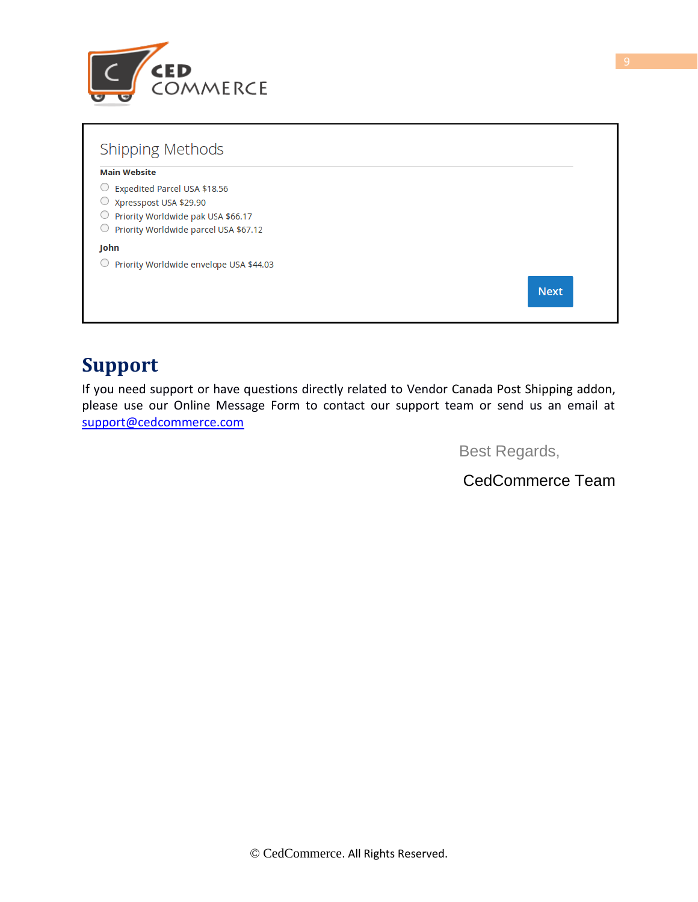Shipping Methods

**Main Website**

- Expedited Parcel USA $18.56
- Xpresspost USA $29.90
- Priority Worldwide pak USA $66.17
- Priority Worldwide parcel USA $67.12

**John**

- Priority Worldwide envelope USA $44.03

Next

# Support

If you need support or have questions directly related to Vendor Canada Post Shipping addon, please use our Online Message Form to contact our support team or send us an email at support@cedcommerce.com

Best Regards,

CedCommerce Team

© CedCommerce. All Rights Reserved.